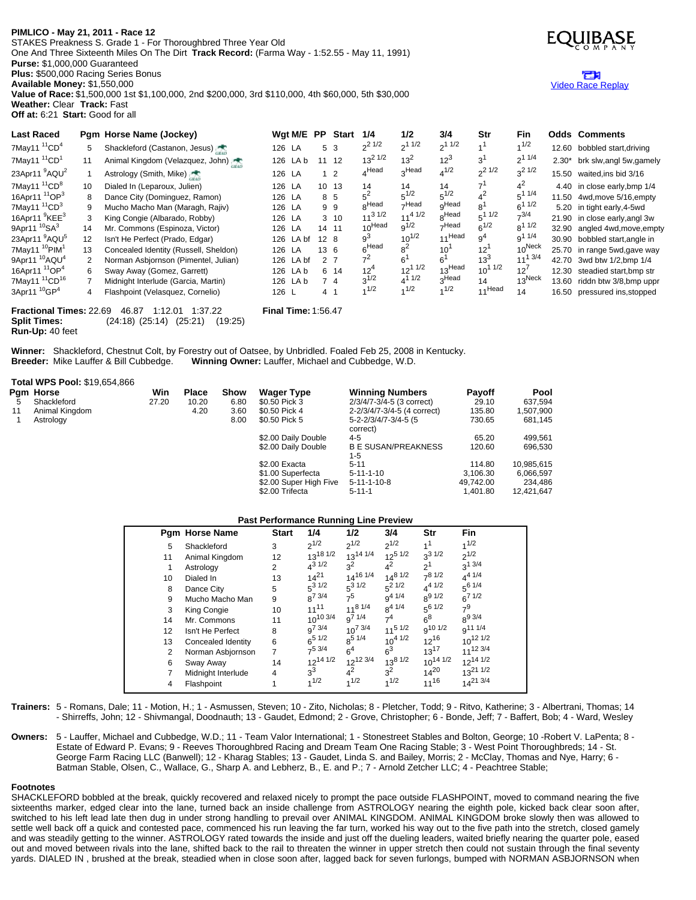**PIMLICO - May 21, 2011 - Race 12**
STAKES Preakness S. Grade 1 - For Thoroughbred Three Year Old
One And Three Sixteenth Miles On The Dirt **Track Record:** (Farma Way - 1:52.55 - May 11, 1991)
**Purse:** $1,000,000 Guaranteed
**Plus:** $500,000 Racing Series Bonus
**Available Money:** $1,550,000
**Value of Race:** $1,500,000 1st $1,100,000, 2nd $200,000, 3rd $110,000, 4th $60,000, 5th $30,000
**Weather:** Clear **Track:** Fast
**Off at:** 6:21 **Start:** Good for all

EQUIBASE COMPANY

Video Race Replay

| Last Raced | Pgm | Horse Name (Jockey) | Wgt | M/E | PP | Start | 1/4 | 1/2 | 3/4 | Str | Fin | Odds | Comments |
|---|---|---|---|---|---|---|---|---|---|---|---|---|---|
| 7May11 11CD4 | 5 | Shackleford (Castanon, Jesus) | 126 | L A | 5 | 3 | 2 2 1/2 | 2 1 1/2 | 2 1 1/2 | 1 1 | 1 1/2 | 12.60 | bobbled start,driving |
| 7May11 11CD1 | 11 | Animal Kingdom (Velazquez, John) | 126 | L A b | 11 | 12 | 13 2 1/2 | 13 2 | 12 3 | 3 1 | 2 1 1/4 | 2.30* | brk slw,angl 5w,gamely |
| 23Apr11 9AQU2 | 1 | Astrology (Smith, Mike) | 126 | L A | 1 | 2 | 4 Head | 3 Head | 4 1/2 | 2 2 1/2 | 3 2 1/2 | 15.50 | waited,ins bid 3/16 |
| 7May11 11CD8 | 10 | Dialed In (Leparoux, Julien) | 126 | L A | 10 | 13 | 14 | 14 | 14 | 7 1 | 4 2 | 4.40 | in close early,bmp 1/4 |
| 16Apr11 11OP3 | 8 | Dance City (Dominguez, Ramon) | 126 | L A | 8 | 5 | 5 2 | 5 1/2 | 5 1/2 | 4 2 | 5 1 1/4 | 11.50 | 4wd,move 5/16,empty |
| 7May11 11CD3 | 9 | Mucho Macho Man (Maragh, Rajiv) | 126 | L A | 9 | 9 | 8 Head | 7 Head | 9 Head | 8 1 | 6 1 1/2 | 5.20 | in tight early,4-5wd |
| 16Apr11 9KEE3 | 3 | King Congie (Albarado, Robby) | 126 | L A | 3 | 10 | 11 3 1/2 | 11 4 1/2 | 8 Head | 5 1 1/2 | 7 3/4 | 21.90 | in close early,angl 3w |
| 9Apr11 10SA3 | 14 | Mr. Commons (Espinoza, Victor) | 126 | L A | 14 | 11 | 10 Head | 9 1/2 | 7 Head | 6 1/2 | 8 1 1/2 | 32.90 | angled 4wd,move,empty |
| 23Apr11 9AQU5 | 12 | Isn't He Perfect (Prado, Edgar) | 126 | L A bf | 12 | 8 | 9 3 | 10 1/2 | 11 Head | 9 4 | 9 1 1/4 | 30.90 | bobbled start,angle in |
| 7May11 10PIM1 | 13 | Concealed Identity (Russell, Sheldon) | 126 | L A | 13 | 6 | 6 Head | 8 2 | 10 1 | 12 1 | 10 Neck | 25.70 | in range 5wd,gave way |
| 9Apr11 10AQU4 | 2 | Norman Asbjornson (Pimentel, Julian) | 126 | L A bf | 2 | 7 | 7 2 | 6 1 | 6 1 | 13 3 | 11 1 3/4 | 42.70 | 3wd btw 1/2,bmp 1/4 |
| 16Apr11 11OP4 | 6 | Sway Away (Gomez, Garrett) | 126 | L A b | 6 | 14 | 12 4 | 12 1 1/2 | 13 Head | 10 1 1/2 | 12 7 | 12.30 | steadied start,bmp str |
| 7May11 11CD16 | 7 | Midnight Interlude (Garcia, Martin) | 126 | L A b | 7 | 4 | 3 1/2 | 4 1 1/2 | 3 Head | 14 | 13 Neck | 13.60 | riddn btw 3/8,bmp uppr |
| 3Apr11 10GP4 | 4 | Flashpoint (Velasquez, Cornelio) | 126 | L | 4 | 1 | 1 1/2 | 1 1/2 | 1 1/2 | 11 Head | 14 | 16.50 | pressured ins,stopped |

**Fractional Times:** 22.69 46.87 1:12.01 1:37.22 **Final Time:** 1:56.47
**Split Times:** (24:18) (25:14) (25:21) (19:25)
**Run-Up:** 40 feet

**Winner:** Shackleford, Chestnut Colt, by Forestry out of Oatsee, by Unbridled. Foaled Feb 25, 2008 in Kentucky.
**Breeder:** Mike Lauffer & Bill Cubbedge. **Winning Owner:** Lauffer, Michael and Cubbedge, W.D.

**Total WPS Pool:** $19,654,866

| Pgm | Horse | Win | Place | Show |
|---|---|---|---|---|
| 5 | Shackleford | 27.20 | 10.20 | 6.80 |
| 11 | Animal Kingdom | | 4.20 | 3.60 |
| 1 | Astrology | | | 8.00 |

| Wager Type | Winning Numbers | Payoff | Pool |
|---|---|---|---|
| $0.50 Pick 3 | 2/3/4/7-3/4-5 (3 correct) | 29.10 | 637,594 |
| $0.50 Pick 4 | 2-2/3/4/7-3/4-5 (4 correct) | 135.80 | 1,507,900 |
| $0.50 Pick 5 | 5-2-2/3/4/7-3/4-5 (5 correct) | 730.65 | 681,145 |
| $2.00 Daily Double | 4-5 | 65.20 | 499,561 |
| $2.00 Daily Double | B E SUSAN/PREAKNESS 1-5 | 120.60 | 696,530 |
| $2.00 Exacta | 5-11 | 114.80 | 10,985,615 |
| $1.00 Superfecta | 5-11-1-10 | 3,106.30 | 6,066,597 |
| $2.00 Super High Five | 5-11-1-10-8 | 49,742.00 | 234,486 |
| $2.00 Trifecta | 5-11-1 | 1,401.80 | 12,421,647 |

**Past Performance Running Line Preview**

| Pgm | Horse Name | Start | 1/4 | 1/2 | 3/4 | Str | Fin |
|---|---|---|---|---|---|---|---|
| 5 | Shackleford | 3 | 2 1/2 | 2 1/2 | 2 1/2 | 1 1 | 1 1/2 |
| 11 | Animal Kingdom | 12 | 13 18 1/2 | 13 14 1/4 | 12 5 1/2 | 3 3 1/2 | 2 1/2 |
| 1 | Astrology | 2 | 4 3 1/2 | 3 2 | 4 2 | 2 1 | 3 1 3/4 |
| 10 | Dialed In | 13 | 14 21 | 14 16 1/4 | 14 8 1/2 | 7 8 1/2 | 4 4 1/4 |
| 8 | Dance City | 5 | 5 3 1/2 | 5 3 1/2 | 5 2 1/2 | 4 4 1/2 | 5 6 1/4 |
| 9 | Mucho Macho Man | 9 | 8 7 3/4 | 7 5 | 9 4 1/4 | 8 9 1/2 | 6 7 1/2 |
| 3 | King Congie | 10 | 11 11 | 11 8 1/4 | 8 4 1/4 | 5 6 1/2 | 7 9 |
| 14 | Mr. Commons | 11 | 10 10 3/4 | 9 7 1/4 | 7 4 | 6 8 | 8 9 3/4 |
| 12 | Isn't He Perfect | 8 | 9 7 3/4 | 10 7 3/4 | 11 5 1/2 | 9 10 1/2 | 9 11 1/4 |
| 13 | Concealed Identity | 6 | 6 5 1/2 | 8 5 1/4 | 10 4 1/2 | 12 16 | 10 12 1/2 |
| 2 | Norman Asbjornson | 7 | 7 5 3/4 | 6 4 | 6 3 | 13 17 | 11 12 3/4 |
| 6 | Sway Away | 14 | 12 14 1/2 | 12 12 3/4 | 13 8 1/2 | 10 14 1/2 | 12 14 1/2 |
| 7 | Midnight Interlude | 4 | 3 3 | 4 2 | 3 2 | 14 20 | 13 21 1/2 |
| 4 | Flashpoint | 1 | 1 1/2 | 1 1/2 | 1 1/2 | 11 16 | 14 21 3/4 |

**Trainers:** 5 - Romans, Dale; 11 - Motion, H.; 1 - Asmussen, Steven; 10 - Zito, Nicholas; 8 - Pletcher, Todd; 9 - Ritvo, Katherine; 3 - Albertrani, Thomas; 14 - Shirreffs, John; 12 - Shivmangal, Doodnauth; 13 - Gaudet, Edmond; 2 - Grove, Christopher; 6 - Bonde, Jeff; 7 - Baffert, Bob; 4 - Ward, Wesley

**Owners:** 5 - Lauffer, Michael and Cubbedge, W.D.; 11 - Team Valor International; 1 - Stonestreet Stables and Bolton, George; 10 -Robert V. LaPenta; 8 - Estate of Edward P. Evans; 9 - Reeves Thoroughbred Racing and Dream Team One Racing Stable; 3 - West Point Thoroughbreds; 14 - St. George Farm Racing LLC (Banwell); 12 - Kharag Stables; 13 - Gaudet, Linda S. and Bailey, Morris; 2 - McClay, Thomas and Nye, Harry; 6 - Batman Stable, Olsen, C., Wallace, G., Sharp A. and Lebherz, B., E. and P.; 7 - Arnold Zetcher LLC; 4 - Peachtree Stable;

**Footnotes**

SHACKLEFORD bobbled at the break, quickly recovered and relaxed nicely to prompt the pace outside FLASHPOINT, moved to command nearing the five sixteenths marker, edged clear into the lane, turned back an inside challenge from ASTROLOGY nearing the eighth pole, kicked back clear soon after, switched to his left lead late then dug in under strong handling to prevail over ANIMAL KINGDOM. ANIMAL KINGDOM broke slowly then was allowed to settle well back off a quick and contested pace, commenced his run leaving the far turn, worked his way out to the five path into the stretch, closed gamely and was steadily getting to the winner. ASTROLOGY rated towards the inside and just off the dueling leaders, waited briefly nearing the quarter pole, eased out and moved between rivals into the lane, shifted back to the rail to threaten the winner in upper stretch then could not sustain through the final seventy yards. DIALED IN , brushed at the break, steadied when in close soon after, lagged back for seven furlongs, bumped with NORMAN ASBJORNSON when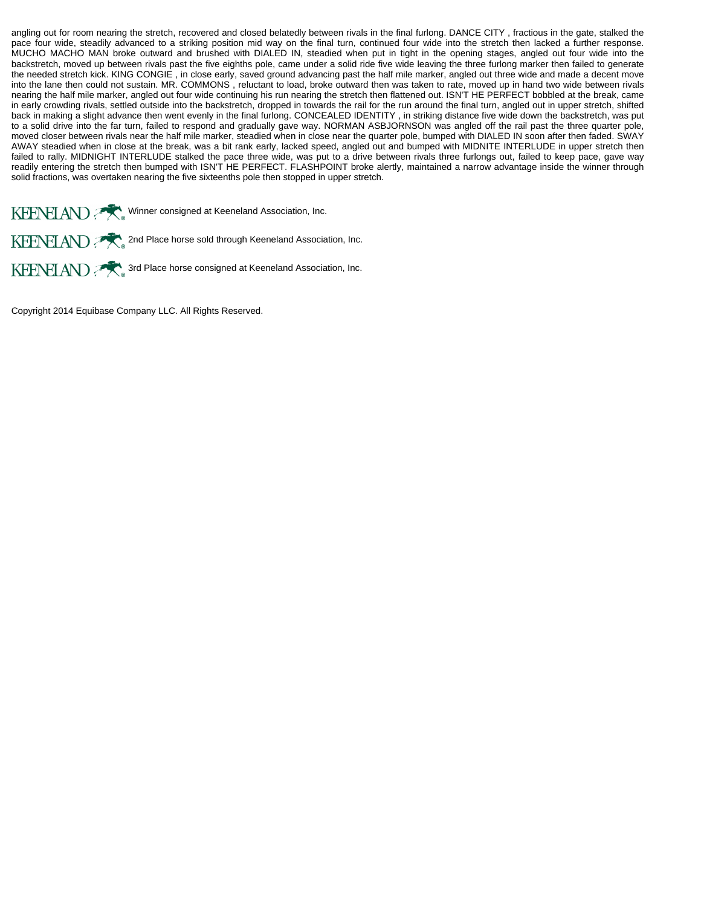angling out for room nearing the stretch, recovered and closed belatedly between rivals in the final furlong. DANCE CITY , fractious in the gate, stalked the pace four wide, steadily advanced to a striking position mid way on the final turn, continued four wide into the stretch then lacked a further response. MUCHO MACHO MAN broke outward and brushed with DIALED IN, steadied when put in tight in the opening stages, angled out four wide into the backstretch, moved up between rivals past the five eighths pole, came under a solid ride five wide leaving the three furlong marker then failed to generate the needed stretch kick. KING CONGIE , in close early, saved ground advancing past the half mile marker, angled out three wide and made a decent move into the lane then could not sustain. MR. COMMONS , reluctant to load, broke outward then was taken to rate, moved up in hand two wide between rivals nearing the half mile marker, angled out four wide continuing his run nearing the stretch then flattened out. ISN'T HE PERFECT bobbled at the break, came in early crowding rivals, settled outside into the backstretch, dropped in towards the rail for the run around the final turn, angled out in upper stretch, shifted back in making a slight advance then went evenly in the final furlong. CONCEALED IDENTITY , in striking distance five wide down the backstretch, was put to a solid drive into the far turn, failed to respond and gradually gave way. NORMAN ASBJORNSON was angled off the rail past the three quarter pole, moved closer between rivals near the half mile marker, steadied when in close near the quarter pole, bumped with DIALED IN soon after then faded. SWAY AWAY steadied when in close at the break, was a bit rank early, lacked speed, angled out and bumped with MIDNITE INTERLUDE in upper stretch then failed to rally. MIDNIGHT INTERLUDE stalked the pace three wide, was put to a drive between rivals three furlongs out, failed to keep pace, gave way readily entering the stretch then bumped with ISN'T HE PERFECT. FLASHPOINT broke alertly, maintained a narrow advantage inside the winner through solid fractions, was overtaken nearing the five sixteenths pole then stopped in upper stretch.

KEENELAND Winner consigned at Keeneland Association, Inc.

KEENELAND 2nd Place horse sold through Keeneland Association, Inc.

KEENELAND 3rd Place horse consigned at Keeneland Association, Inc.

Copyright 2014 Equibase Company LLC. All Rights Reserved.